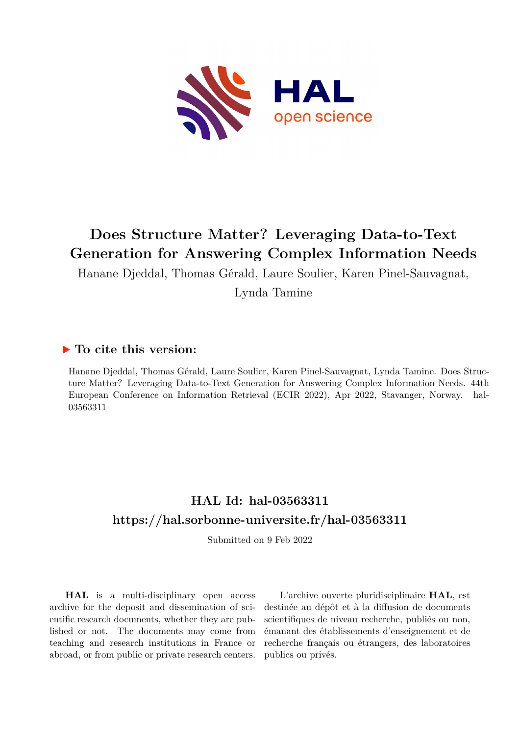# Does Structure Matter? Leveraging Data-to-Text Generation for Answering Complex Information Needs

Hanane Djeddal, Thomas Gérald, Laure Soulier, Karen Pinel-Sauvagnat, Lynda Tamine

## ▶ To cite this version:

Hanane Djeddal, Thomas Gérald, Laure Soulier, Karen Pinel-Sauvagnat, Lynda Tamine. Does Structure Matter? Leveraging Data-to-Text Generation for Answering Complex Information Needs. 44th European Conference on Information Retrieval (ECIR 2022), Apr 2022, Stavanger, Norway. hal-03563311

## HAL Id: hal-03563311
## https://hal.sorbonne-universite.fr/hal-03563311

Submitted on 9 Feb 2022

**HAL** is a multi-disciplinary open access archive for the deposit and dissemination of scientific research documents, whether they are published or not. The documents may come from teaching and research institutions in France or abroad, or from public or private research centers.

L'archive ouverte pluridisciplinaire **HAL**, est destinée au dépôt et à la diffusion de documents scientifiques de niveau recherche, publiés ou non, émanant des établissements d'enseignement et de recherche français ou étrangers, des laboratoires publics ou privés.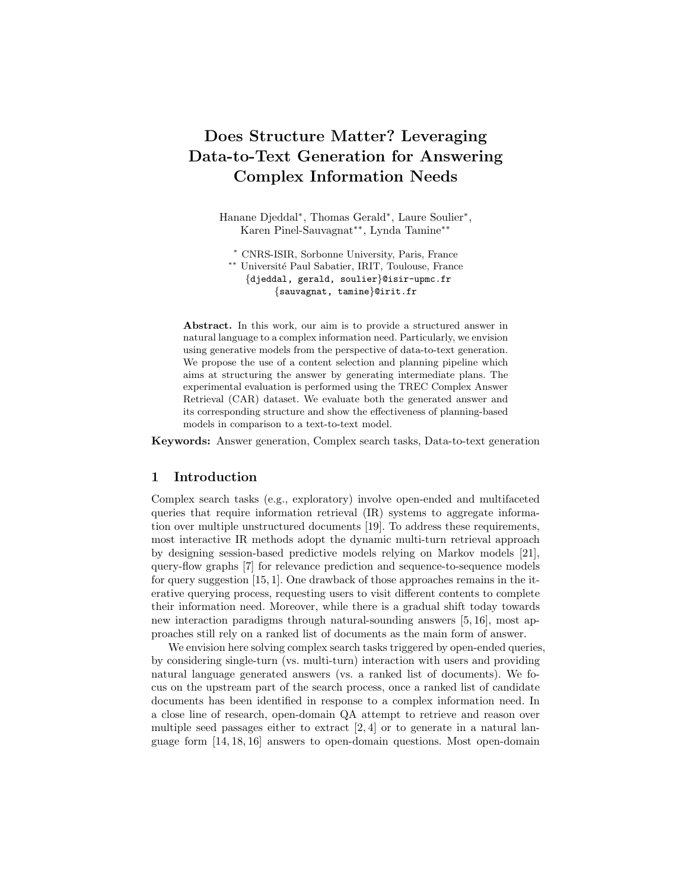# Does Structure Matter? Leveraging Data-to-Text Generation for Answering Complex Information Needs

Hanane Djeddal*, Thomas Gerald*, Laure Soulier*,
Karen Pinel-Sauvagnat**, Lynda Tamine**

\* CNRS-ISIR, Sorbonne University, Paris, France
\** Université Paul Sabatier, IRIT, Toulouse, France
{djeddal, gerald, soulier}@isir-upmc.fr
{sauvagnat, tamine}@irit.fr

**Abstract.** In this work, our aim is to provide a structured answer in natural language to a complex information need. Particularly, we envision using generative models from the perspective of data-to-text generation. We propose the use of a content selection and planning pipeline which aims at structuring the answer by generating intermediate plans. The experimental evaluation is performed using the TREC Complex Answer Retrieval (CAR) dataset. We evaluate both the generated answer and its corresponding structure and show the effectiveness of planning-based models in comparison to a text-to-text model.

**Keywords:** Answer generation, Complex search tasks, Data-to-text generation

## 1 Introduction

Complex search tasks (e.g., exploratory) involve open-ended and multifaceted queries that require information retrieval (IR) systems to aggregate information over multiple unstructured documents [19]. To address these requirements, most interactive IR methods adopt the dynamic multi-turn retrieval approach by designing session-based predictive models relying on Markov models [21], query-flow graphs [7] for relevance prediction and sequence-to-sequence models for query suggestion [15, 1]. One drawback of those approaches remains in the iterative querying process, requesting users to visit different contents to complete their information need. Moreover, while there is a gradual shift today towards new interaction paradigms through natural-sounding answers [5, 16], most approaches still rely on a ranked list of documents as the main form of answer.

We envision here solving complex search tasks triggered by open-ended queries, by considering single-turn (vs. multi-turn) interaction with users and providing natural language generated answers (vs. a ranked list of documents). We focus on the upstream part of the search process, once a ranked list of candidate documents has been identified in response to a complex information need. In a close line of research, open-domain QA attempt to retrieve and reason over multiple seed passages either to extract [2, 4] or to generate in a natural language form [14, 18, 16] answers to open-domain questions. Most open-domain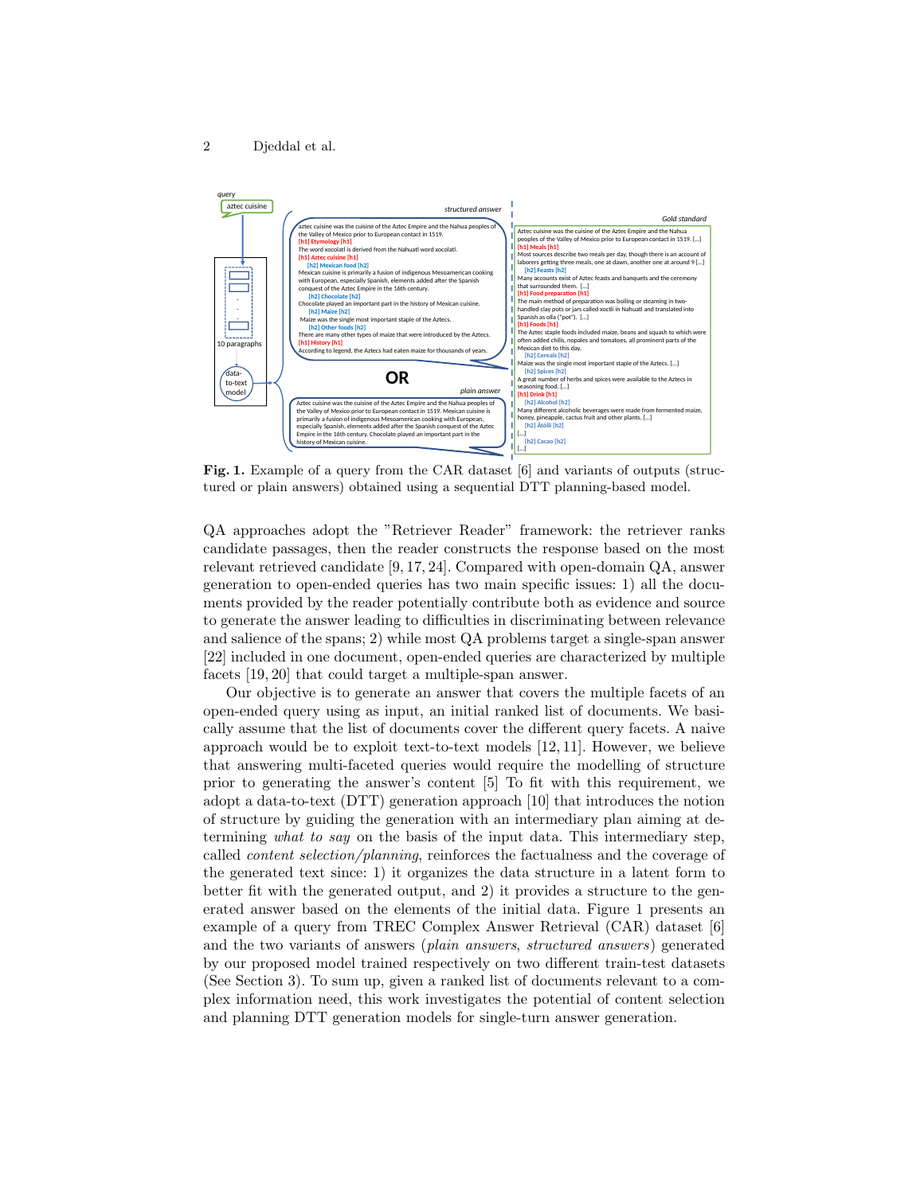**Fig. 1.** Example of a query from the CAR dataset [6] and variants of outputs (structured or plain answers) obtained using a sequential DTT planning-based model.

QA approaches adopt the "Retriever Reader" framework: the retriever ranks candidate passages, then the reader constructs the response based on the most relevant retrieved candidate [9, 17, 24]. Compared with open-domain QA, answer generation to open-ended queries has two main specific issues: 1) all the documents provided by the reader potentially contribute both as evidence and source to generate the answer leading to difficulties in discriminating between relevance and salience of the spans; 2) while most QA problems target a single-span answer [22] included in one document, open-ended queries are characterized by multiple facets [19, 20] that could target a multiple-span answer.

Our objective is to generate an answer that covers the multiple facets of an open-ended query using as input, an initial ranked list of documents. We basically assume that the list of documents cover the different query facets. A naive approach would be to exploit text-to-text models [12, 11]. However, we believe that answering multi-faceted queries would require the modelling of structure prior to generating the answer's content [5] To fit with this requirement, we adopt a data-to-text (DTT) generation approach [10] that introduces the notion of structure by guiding the generation with an intermediary plan aiming at determining *what to say* on the basis of the input data. This intermediary step, called *content selection/planning*, reinforces the factualness and the coverage of the generated text since: 1) it organizes the data structure in a latent form to better fit with the generated output, and 2) it provides a structure to the generated answer based on the elements of the initial data. Figure 1 presents an example of a query from TREC Complex Answer Retrieval (CAR) dataset [6] and the two variants of answers (*plain answers*, *structured answers*) generated by our proposed model trained respectively on two different train-test datasets (See Section 3). To sum up, given a ranked list of documents relevant to a complex information need, this work investigates the potential of content selection and planning DTT generation models for single-turn answer generation.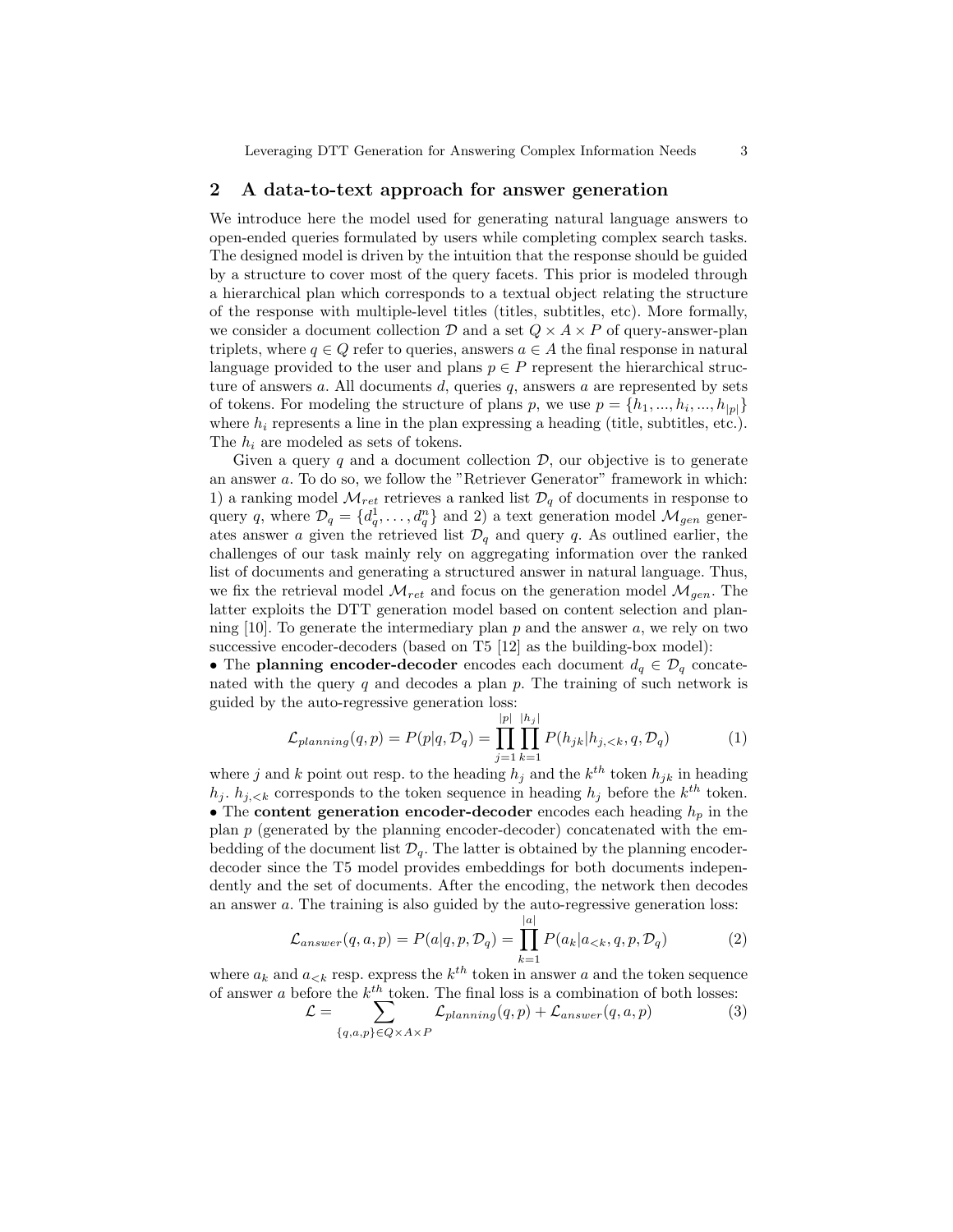## 2 A data-to-text approach for answer generation

We introduce here the model used for generating natural language answers to open-ended queries formulated by users while completing complex search tasks. The designed model is driven by the intuition that the response should be guided by a structure to cover most of the query facets. This prior is modeled through a hierarchical plan which corresponds to a textual object relating the structure of the response with multiple-level titles (titles, subtitles, etc). More formally, we consider a document collection $\mathcal{D}$ and a set $Q \times A \times P$ of query-answer-plan triplets, where $q \in Q$ refer to queries, answers $a \in A$ the final response in natural language provided to the user and plans $p \in P$ represent the hierarchical structure of answers $a$. All documents $d$, queries $q$, answers $a$ are represented by sets of tokens. For modeling the structure of plans $p$, we use $p = \{h_1, ..., h_i, ..., h_{|p|}\}$ where $h_i$ represents a line in the plan expressing a heading (title, subtitles, etc.). The $h_i$ are modeled as sets of tokens.

Given a query $q$ and a document collection $\mathcal{D}$, our objective is to generate an answer $a$. To do so, we follow the "Retriever Generator" framework in which: 1) a ranking model $\mathcal{M}_{ret}$ retrieves a ranked list $\mathcal{D}_q$ of documents in response to query $q$, where $\mathcal{D}_q = \{d_q^1, \ldots, d_q^n\}$ and 2) a text generation model $\mathcal{M}_{gen}$ generates answer $a$ given the retrieved list $\mathcal{D}_q$ and query $q$. As outlined earlier, the challenges of our task mainly rely on aggregating information over the ranked list of documents and generating a structured answer in natural language. Thus, we fix the retrieval model $\mathcal{M}_{ret}$ and focus on the generation model $\mathcal{M}_{gen}$. The latter exploits the DTT generation model based on content selection and planning [10]. To generate the intermediary plan $p$ and the answer $a$, we rely on two successive encoder-decoders (based on T5 [12] as the building-box model):

- The **planning encoder-decoder** encodes each document $d_q \in \mathcal{D}_q$ concatenated with the query $q$ and decodes a plan $p$. The training of such network is guided by the auto-regressive generation loss:

$$\mathcal{L}_{planning}(q, p) = P(p|q, \mathcal{D}_q) = \prod_{j=1}^{|p|} \prod_{k=1}^{|h_j|} P(h_{jk}|h_{j,<k}, q, \mathcal{D}_q) \tag{1}$$

where $j$ and $k$ point out resp. to the heading $h_j$ and the $k^{th}$ token $h_{jk}$ in heading $h_j$. $h_{j,<k}$ corresponds to the token sequence in heading $h_j$ before the $k^{th}$ token.

- The **content generation encoder-decoder** encodes each heading $h_p$ in the plan $p$ (generated by the planning encoder-decoder) concatenated with the embedding of the document list $\mathcal{D}_q$. The latter is obtained by the planning encoder-decoder since the T5 model provides embeddings for both documents independently and the set of documents. After the encoding, the network then decodes an answer $a$. The training is also guided by the auto-regressive generation loss:

$$\mathcal{L}_{answer}(q, a, p) = P(a|q, p, \mathcal{D}_q) = \prod_{k=1}^{|a|} P(a_k|a_{<k}, q, p, \mathcal{D}_q) \tag{2}$$

where $a_k$ and $a_{<k}$ resp. express the $k^{th}$ token in answer $a$ and the token sequence of answer $a$ before the $k^{th}$ token. The final loss is a combination of both losses:

$$\mathcal{L} = \sum_{\{q,a,p\} \in Q \times A \times P} \mathcal{L}_{planning}(q, p) + \mathcal{L}_{answer}(q, a, p) \tag{3}$$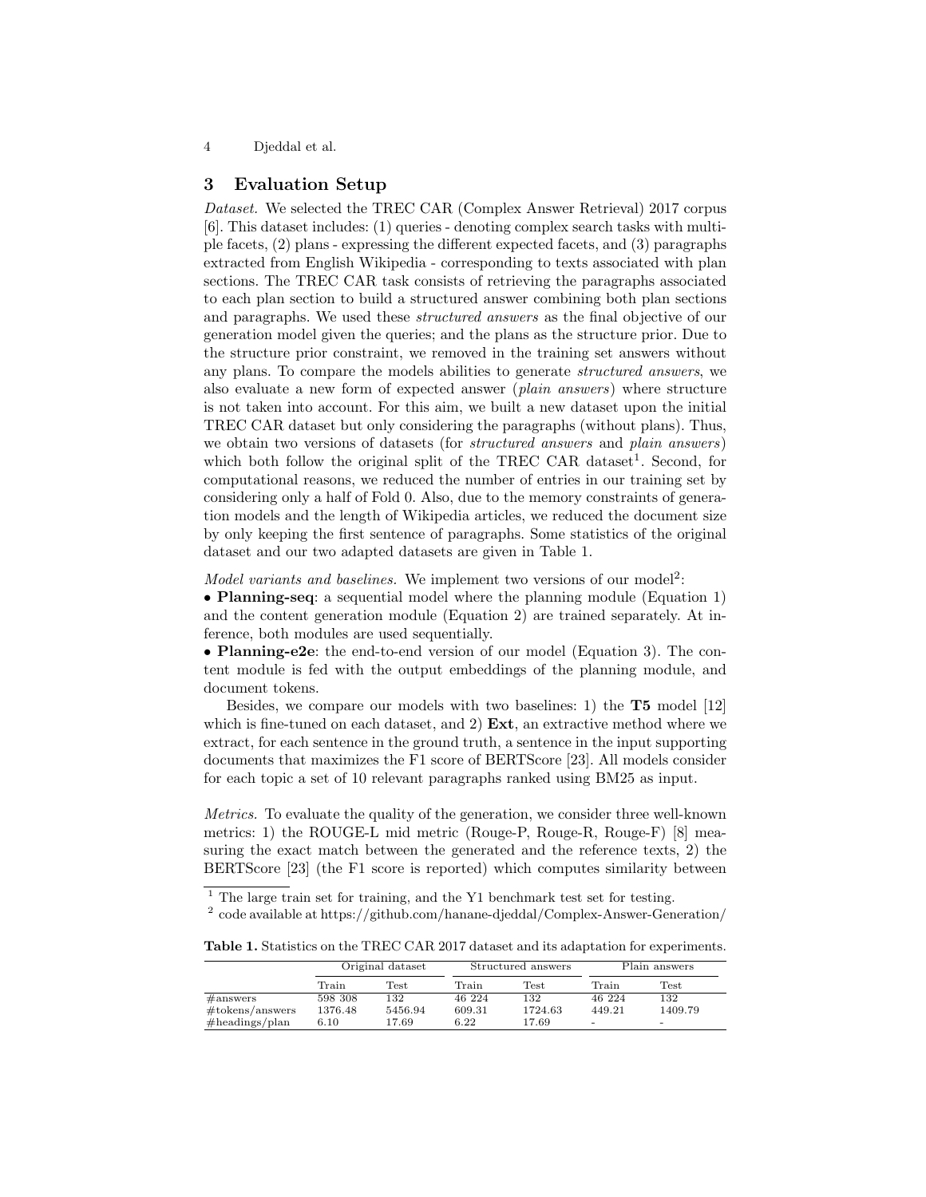## 3 Evaluation Setup

*Dataset.* We selected the TREC CAR (Complex Answer Retrieval) 2017 corpus [6]. This dataset includes: (1) queries - denoting complex search tasks with multiple facets, (2) plans - expressing the different expected facets, and (3) paragraphs extracted from English Wikipedia - corresponding to texts associated with plan sections. The TREC CAR task consists of retrieving the paragraphs associated to each plan section to build a structured answer combining both plan sections and paragraphs. We used these *structured answers* as the final objective of our generation model given the queries; and the plans as the structure prior. Due to the structure prior constraint, we removed in the training set answers without any plans. To compare the models abilities to generate *structured answers*, we also evaluate a new form of expected answer (*plain answers*) where structure is not taken into account. For this aim, we built a new dataset upon the initial TREC CAR dataset but only considering the paragraphs (without plans). Thus, we obtain two versions of datasets (for *structured answers* and *plain answers*) which both follow the original split of the TREC CAR dataset[1]. Second, for computational reasons, we reduced the number of entries in our training set by considering only a half of Fold 0. Also, due to the memory constraints of generation models and the length of Wikipedia articles, we reduced the document size by only keeping the first sentence of paragraphs. Some statistics of the original dataset and our two adapted datasets are given in Table 1.

*Model variants and baselines.* We implement two versions of our model[2]:

- **Planning-seq**: a sequential model where the planning module (Equation 1) and the content generation module (Equation 2) are trained separately. At inference, both modules are used sequentially.
- **Planning-e2e**: the end-to-end version of our model (Equation 3). The content module is fed with the output embeddings of the planning module, and document tokens.

Besides, we compare our models with two baselines: 1) the **T5** model [12] which is fine-tuned on each dataset, and 2) **Ext**, an extractive method where we extract, for each sentence in the ground truth, a sentence in the input supporting documents that maximizes the F1 score of BERTScore [23]. All models consider for each topic a set of 10 relevant paragraphs ranked using BM25 as input.

*Metrics.* To evaluate the quality of the generation, we consider three well-known metrics: 1) the ROUGE-L mid metric (Rouge-P, Rouge-R, Rouge-F) [8] measuring the exact match between the generated and the reference texts, 2) the BERTScore [23] (the F1 score is reported) which computes similarity between

[1] The large train set for training, and the Y1 benchmark test set for testing.

[2] code available at https://github.com/hanane-djeddal/Complex-Answer-Generation/

**Table 1.** Statistics on the TREC CAR 2017 dataset and its adaptation for experiments.

| | Original dataset | | Structured answers | | Plain answers | |
|---|---|---|---|---|---|---|
| | Train | Test | Train | Test | Train | Test |
| #answers | 598 308 | 132 | 46 224 | 132 | 46 224 | 132 |
| #tokens/answers | 1376.48 | 5456.94 | 609.31 | 1724.63 | 449.21 | 1409.79 |
| #headings/plan | 6.10 | 17.69 | 6.22 | 17.69 | - | - |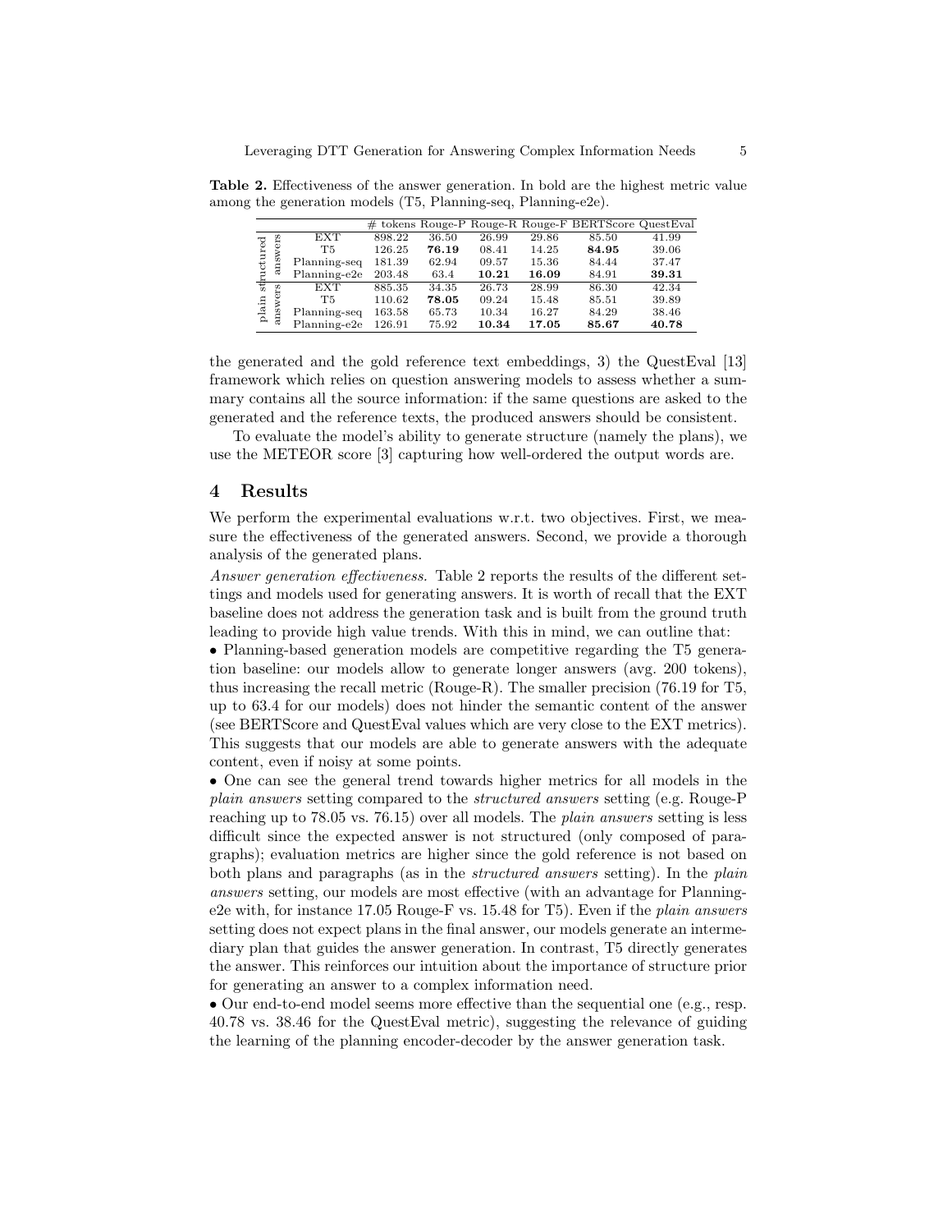**Table 2.** Effectiveness of the answer generation. In bold are the highest metric value among the generation models (T5, Planning-seq, Planning-e2e).

| | | # tokens | Rouge-P | Rouge-R | Rouge-F | BERTScore | QuestEval |
|---|---|---|---|---|---|---|---|
| structured answers | EXT | 898.22 | 36.50 | 26.99 | 29.86 | 85.50 | 41.99 |
| | T5 | 126.25 | **76.19** | 08.41 | 14.25 | **84.95** | 39.06 |
| | Planning-seq | 181.39 | 62.94 | 09.57 | 15.36 | 84.44 | 37.47 |
| | Planning-e2e | 203.48 | 63.4 | **10.21** | **16.09** | 84.91 | **39.31** |
| plain answers | EXT | 885.35 | 34.35 | 26.73 | 28.99 | 86.30 | 42.34 |
| | T5 | 110.62 | **78.05** | 09.24 | 15.48 | 85.51 | 39.89 |
| | Planning-seq | 163.58 | 65.73 | 10.34 | 16.27 | 84.29 | 38.46 |
| | Planning-e2e | 126.91 | 75.92 | **10.34** | **17.05** | **85.67** | **40.78** |

the generated and the gold reference text embeddings, 3) the QuestEval [13] framework which relies on question answering models to assess whether a summary contains all the source information: if the same questions are asked to the generated and the reference texts, the produced answers should be consistent.

To evaluate the model's ability to generate structure (namely the plans), we use the METEOR score [3] capturing how well-ordered the output words are.

## 4 Results

We perform the experimental evaluations w.r.t. two objectives. First, we measure the effectiveness of the generated answers. Second, we provide a thorough analysis of the generated plans.

*Answer generation effectiveness.* Table 2 reports the results of the different settings and models used for generating answers. It is worth of recall that the EXT baseline does not address the generation task and is built from the ground truth leading to provide high value trends. With this in mind, we can outline that:

- Planning-based generation models are competitive regarding the T5 generation baseline: our models allow to generate longer answers (avg. 200 tokens), thus increasing the recall metric (Rouge-R). The smaller precision (76.19 for T5, up to 63.4 for our models) does not hinder the semantic content of the answer (see BERTScore and QuestEval values which are very close to the EXT metrics). This suggests that our models are able to generate answers with the adequate content, even if noisy at some points.
- One can see the general trend towards higher metrics for all models in the *plain answers* setting compared to the *structured answers* setting (e.g. Rouge-P reaching up to 78.05 vs. 76.15) over all models. The *plain answers* setting is less difficult since the expected answer is not structured (only composed of paragraphs); evaluation metrics are higher since the gold reference is not based on both plans and paragraphs (as in the *structured answers* setting). In the *plain answers* setting, our models are most effective (with an advantage for Planning-e2e with, for instance 17.05 Rouge-F vs. 15.48 for T5). Even if the *plain answers* setting does not expect plans in the final answer, our models generate an intermediary plan that guides the answer generation. In contrast, T5 directly generates the answer. This reinforces our intuition about the importance of structure prior for generating an answer to a complex information need.
- Our end-to-end model seems more effective than the sequential one (e.g., resp. 40.78 vs. 38.46 for the QuestEval metric), suggesting the relevance of guiding the learning of the planning encoder-decoder by the answer generation task.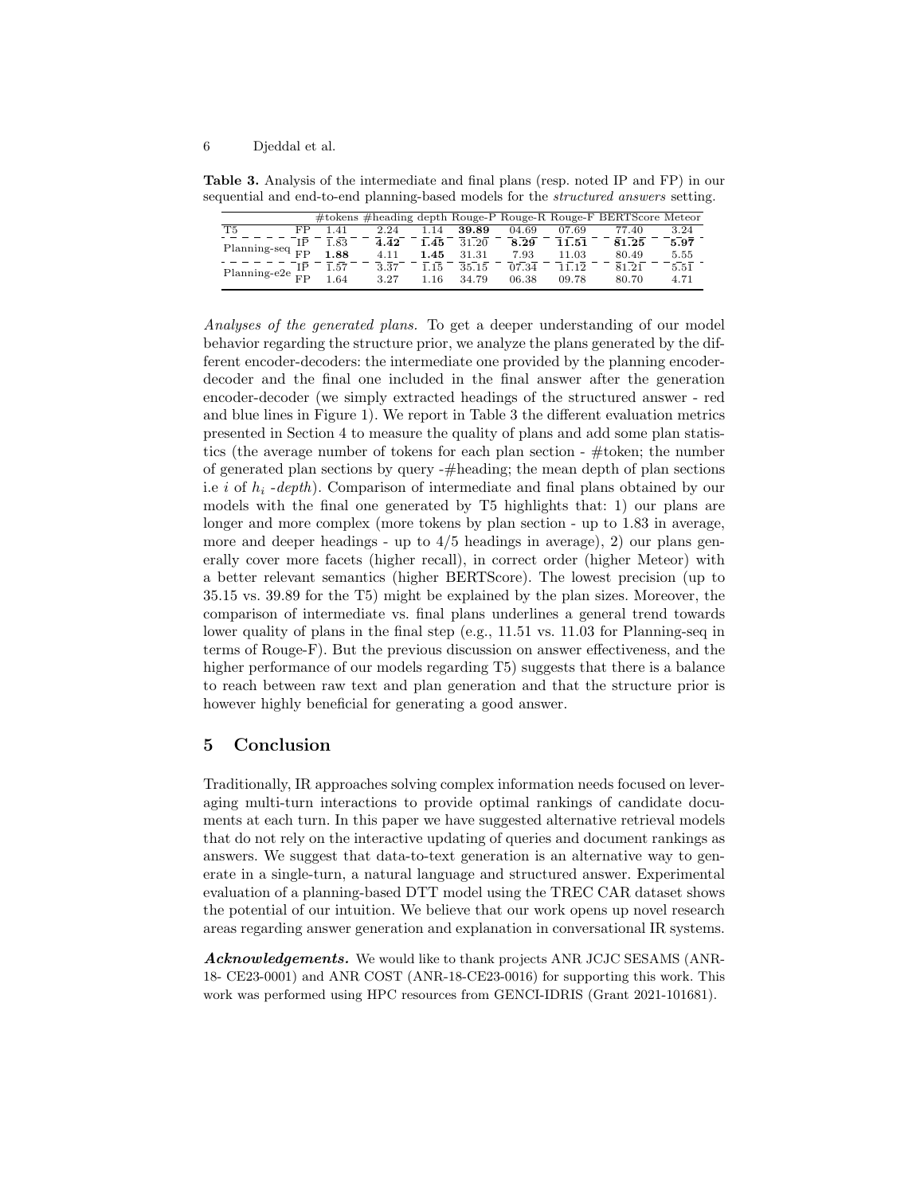**Table 3.** Analysis of the intermediate and final plans (resp. noted IP and FP) in our sequential and end-to-end planning-based models for the *structured answers* setting.

| | | #tokens | #heading | depth | Rouge-P | Rouge-R | Rouge-F | BERTScore | Meteor |
|---|---|---|---|---|---|---|---|---|---|
| T5 | FP | 1.41 | 2.24 | 1.14 | **39.89** | 04.69 | 07.69 | 77.40 | 3.24 |
| Planning-seq | IP | 1.83 | **4.42** | **1.45** | 31.20 | **8.29** | **11.51** | **81.25** | **5.97** |
| | FP | **1.88** | 4.11 | **1.45** | 31.31 | 7.93 | 11.03 | 80.49 | 5.55 |
| Planning-e2e | IP | 1.57 | 3.37 | 1.15 | 35.15 | 07.34 | 11.12 | 81.21 | 5.51 |
| | FP | 1.64 | 3.27 | 1.16 | 34.79 | 06.38 | 09.78 | 80.70 | 4.71 |

*Analyses of the generated plans.* To get a deeper understanding of our model behavior regarding the structure prior, we analyze the plans generated by the different encoder-decoders: the intermediate one provided by the planning encoder-decoder and the final one included in the final answer after the generation encoder-decoder (we simply extracted headings of the structured answer - red and blue lines in Figure 1). We report in Table 3 the different evaluation metrics presented in Section 4 to measure the quality of plans and add some plan statistics (the average number of tokens for each plan section - #token; the number of generated plan sections by query -#heading; the mean depth of plan sections i.e $i$ of $h_i$ -*depth*). Comparison of intermediate and final plans obtained by our models with the final one generated by T5 highlights that: 1) our plans are longer and more complex (more tokens by plan section - up to 1.83 in average, more and deeper headings - up to 4/5 headings in average), 2) our plans generally cover more facets (higher recall), in correct order (higher Meteor) with a better relevant semantics (higher BERTScore). The lowest precision (up to 35.15 vs. 39.89 for the T5) might be explained by the plan sizes. Moreover, the comparison of intermediate vs. final plans underlines a general trend towards lower quality of plans in the final step (e.g., 11.51 vs. 11.03 for Planning-seq in terms of Rouge-F). But the previous discussion on answer effectiveness, and the higher performance of our models regarding T5) suggests that there is a balance to reach between raw text and plan generation and that the structure prior is however highly beneficial for generating a good answer.

## 5 Conclusion

Traditionally, IR approaches solving complex information needs focused on leveraging multi-turn interactions to provide optimal rankings of candidate documents at each turn. In this paper we have suggested alternative retrieval models that do not rely on the interactive updating of queries and document rankings as answers. We suggest that data-to-text generation is an alternative way to generate in a single-turn, a natural language and structured answer. Experimental evaluation of a planning-based DTT model using the TREC CAR dataset shows the potential of our intuition. We believe that our work opens up novel research areas regarding answer generation and explanation in conversational IR systems.

***Acknowledgements.*** We would like to thank projects ANR JCJC SESAMS (ANR-18- CE23-0001) and ANR COST (ANR-18-CE23-0016) for supporting this work. This work was performed using HPC resources from GENCI-IDRIS (Grant 2021-101681).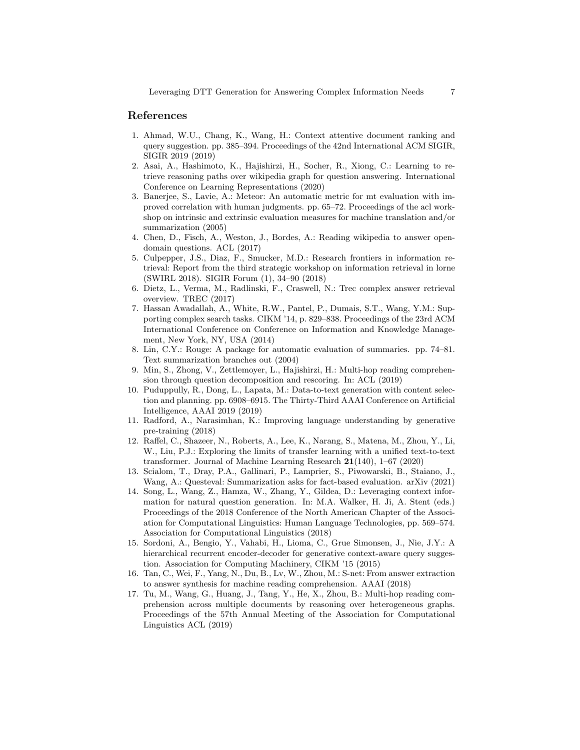## References

1. Ahmad, W.U., Chang, K., Wang, H.: Context attentive document ranking and query suggestion. pp. 385–394. Proceedings of the 42nd International ACM SIGIR, SIGIR 2019 (2019)
2. Asai, A., Hashimoto, K., Hajishirzi, H., Socher, R., Xiong, C.: Learning to retrieve reasoning paths over wikipedia graph for question answering. International Conference on Learning Representations (2020)
3. Banerjee, S., Lavie, A.: Meteor: An automatic metric for mt evaluation with improved correlation with human judgments. pp. 65–72. Proceedings of the acl workshop on intrinsic and extrinsic evaluation measures for machine translation and/or summarization (2005)
4. Chen, D., Fisch, A., Weston, J., Bordes, A.: Reading wikipedia to answer open-domain questions. ACL (2017)
5. Culpepper, J.S., Diaz, F., Smucker, M.D.: Research frontiers in information retrieval: Report from the third strategic workshop on information retrieval in lorne (SWIRL 2018). SIGIR Forum (1), 34–90 (2018)
6. Dietz, L., Verma, M., Radlinski, F., Craswell, N.: Trec complex answer retrieval overview. TREC (2017)
7. Hassan Awadallah, A., White, R.W., Pantel, P., Dumais, S.T., Wang, Y.M.: Supporting complex search tasks. CIKM '14, p. 829–838. Proceedings of the 23rd ACM International Conference on Conference on Information and Knowledge Management, New York, NY, USA (2014)
8. Lin, C.Y.: Rouge: A package for automatic evaluation of summaries. pp. 74–81. Text summarization branches out (2004)
9. Min, S., Zhong, V., Zettlemoyer, L., Hajishirzi, H.: Multi-hop reading comprehension through question decomposition and rescoring. In: ACL (2019)
10. Puduppully, R., Dong, L., Lapata, M.: Data-to-text generation with content selection and planning. pp. 6908–6915. The Thirty-Third AAAI Conference on Artificial Intelligence, AAAI 2019 (2019)
11. Radford, A., Narasimhan, K.: Improving language understanding by generative pre-training (2018)
12. Raffel, C., Shazeer, N., Roberts, A., Lee, K., Narang, S., Matena, M., Zhou, Y., Li, W., Liu, P.J.: Exploring the limits of transfer learning with a unified text-to-text transformer. Journal of Machine Learning Research **21**(140), 1–67 (2020)
13. Scialom, T., Dray, P.A., Gallinari, P., Lamprier, S., Piwowarski, B., Staiano, J., Wang, A.: Questeval: Summarization asks for fact-based evaluation. arXiv (2021)
14. Song, L., Wang, Z., Hamza, W., Zhang, Y., Gildea, D.: Leveraging context information for natural question generation. In: M.A. Walker, H. Ji, A. Stent (eds.) Proceedings of the 2018 Conference of the North American Chapter of the Association for Computational Linguistics: Human Language Technologies, pp. 569–574. Association for Computational Linguistics (2018)
15. Sordoni, A., Bengio, Y., Vahabi, H., Lioma, C., Grue Simonsen, J., Nie, J.Y.: A hierarchical recurrent encoder-decoder for generative context-aware query suggestion. Association for Computing Machinery, CIKM '15 (2015)
16. Tan, C., Wei, F., Yang, N., Du, B., Lv, W., Zhou, M.: S-net: From answer extraction to answer synthesis for machine reading comprehension. AAAI (2018)
17. Tu, M., Wang, G., Huang, J., Tang, Y., He, X., Zhou, B.: Multi-hop reading comprehension across multiple documents by reasoning over heterogeneous graphs. Proceedings of the 57th Annual Meeting of the Association for Computational Linguistics ACL (2019)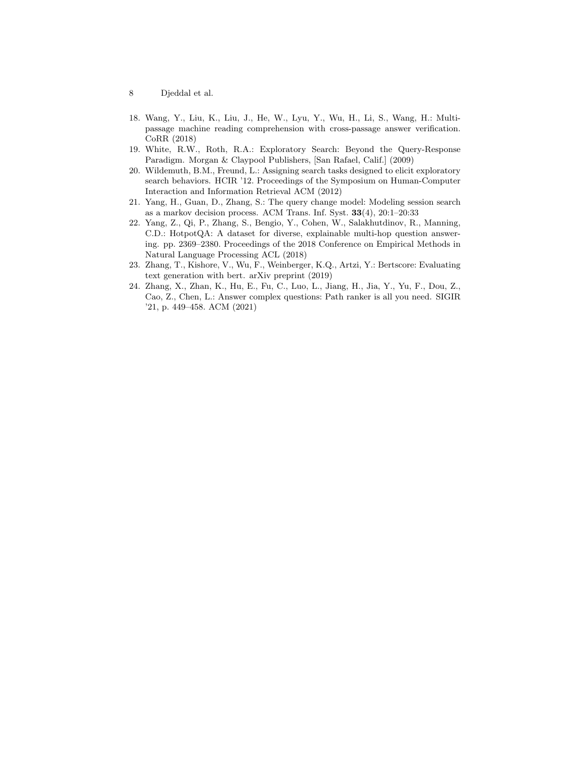18. Wang, Y., Liu, K., Liu, J., He, W., Lyu, Y., Wu, H., Li, S., Wang, H.: Multi-passage machine reading comprehension with cross-passage answer verification. CoRR (2018)
19. White, R.W., Roth, R.A.: Exploratory Search: Beyond the Query-Response Paradigm. Morgan & Claypool Publishers, [San Rafael, Calif.] (2009)
20. Wildemuth, B.M., Freund, L.: Assigning search tasks designed to elicit exploratory search behaviors. HCIR '12. Proceedings of the Symposium on Human-Computer Interaction and Information Retrieval ACM (2012)
21. Yang, H., Guan, D., Zhang, S.: The query change model: Modeling session search as a markov decision process. ACM Trans. Inf. Syst. **33**(4), 20:1–20:33
22. Yang, Z., Qi, P., Zhang, S., Bengio, Y., Cohen, W., Salakhutdinov, R., Manning, C.D.: HotpotQA: A dataset for diverse, explainable multi-hop question answering. pp. 2369–2380. Proceedings of the 2018 Conference on Empirical Methods in Natural Language Processing ACL (2018)
23. Zhang, T., Kishore, V., Wu, F., Weinberger, K.Q., Artzi, Y.: Bertscore: Evaluating text generation with bert. arXiv preprint (2019)
24. Zhang, X., Zhan, K., Hu, E., Fu, C., Luo, L., Jiang, H., Jia, Y., Yu, F., Dou, Z., Cao, Z., Chen, L.: Answer complex questions: Path ranker is all you need. SIGIR '21, p. 449–458. ACM (2021)